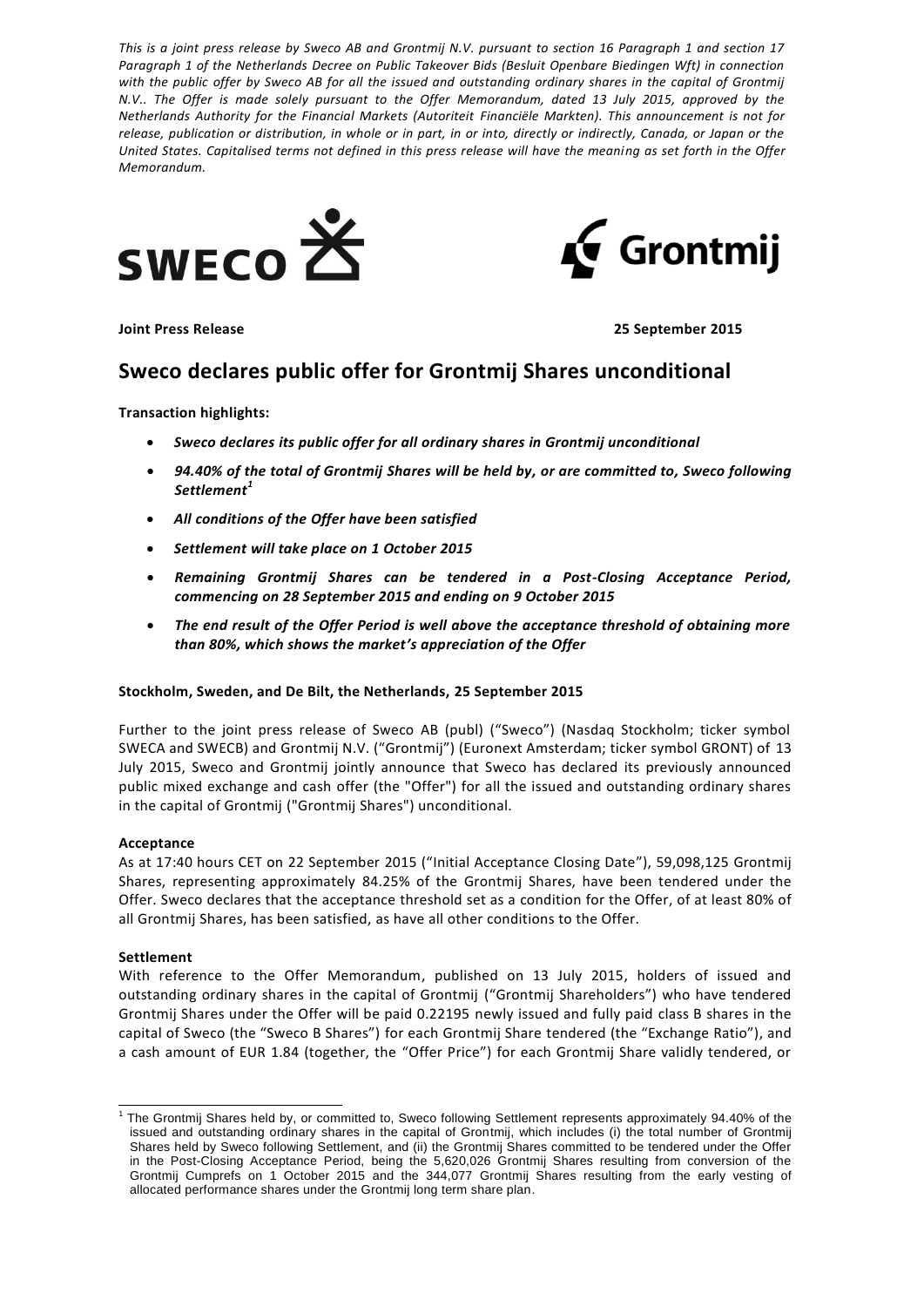*This is a joint press release by Sweco AB and Grontmij N.V. pursuant to section 16 Paragraph 1 and section 17 Paragraph 1 of the Netherlands Decree on Public Takeover Bids (Besluit Openbare Biedingen Wft) in connection with the public offer by Sweco AB for all the issued and outstanding ordinary shares in the capital of Grontmij N.V.. The Offer is made solely pursuant to the Offer Memorandum, dated 13 July 2015, approved by the Netherlands Authority for the Financial Markets (Autoriteit Financiële Markten). This announcement is not for release, publication or distribution, in whole or in part, in or into, directly or indirectly, Canada, or Japan or the United States. Capitalised terms not defined in this press release will have the meaning as set forth in the Offer Memorandum.*

SWECO Grontmij

**Joint Press Release** **25 September 2015**

# Sweco declares public offer for Grontmij Shares unconditional

**Transaction highlights:**

- ***Sweco declares its public offer for all ordinary shares in Grontmij unconditional***
- ***94.40% of the total of Grontmij Shares will be held by, or are committed to, Sweco following Settlement[1]***
- ***All conditions of the Offer have been satisfied***
- ***Settlement will take place on 1 October 2015***
- ***Remaining Grontmij Shares can be tendered in a Post-Closing Acceptance Period, commencing on 28 September 2015 and ending on 9 October 2015***
- ***The end result of the Offer Period is well above the acceptance threshold of obtaining more than 80%, which shows the market's appreciation of the Offer***

**Stockholm, Sweden, and De Bilt, the Netherlands, 25 September 2015**

Further to the joint press release of Sweco AB (publ) ("Sweco") (Nasdaq Stockholm; ticker symbol SWECA and SWECB) and Grontmij N.V. ("Grontmij") (Euronext Amsterdam; ticker symbol GRONT) of 13 July 2015, Sweco and Grontmij jointly announce that Sweco has declared its previously announced public mixed exchange and cash offer (the "Offer") for all the issued and outstanding ordinary shares in the capital of Grontmij ("Grontmij Shares") unconditional.

**Acceptance**

As at 17:40 hours CET on 22 September 2015 ("Initial Acceptance Closing Date"), 59,098,125 Grontmij Shares, representing approximately 84.25% of the Grontmij Shares, have been tendered under the Offer. Sweco declares that the acceptance threshold set as a condition for the Offer, of at least 80% of all Grontmij Shares, has been satisfied, as have all other conditions to the Offer.

**Settlement**

With reference to the Offer Memorandum, published on 13 July 2015, holders of issued and outstanding ordinary shares in the capital of Grontmij ("Grontmij Shareholders") who have tendered Grontmij Shares under the Offer will be paid 0.22195 newly issued and fully paid class B shares in the capital of Sweco (the "Sweco B Shares") for each Grontmij Share tendered (the "Exchange Ratio"), and a cash amount of EUR 1.84 (together, the "Offer Price") for each Grontmij Share validly tendered, or

[1] The Grontmij Shares held by, or committed to, Sweco following Settlement represents approximately 94.40% of the issued and outstanding ordinary shares in the capital of Grontmij, which includes (i) the total number of Grontmij Shares held by Sweco following Settlement, and (ii) the Grontmij Shares committed to be tendered under the Offer in the Post-Closing Acceptance Period, being the 5,620,026 Grontmij Shares resulting from conversion of the Grontmij Cumprefs on 1 October 2015 and the 344,077 Grontmij Shares resulting from the early vesting of allocated performance shares under the Grontmij long term share plan.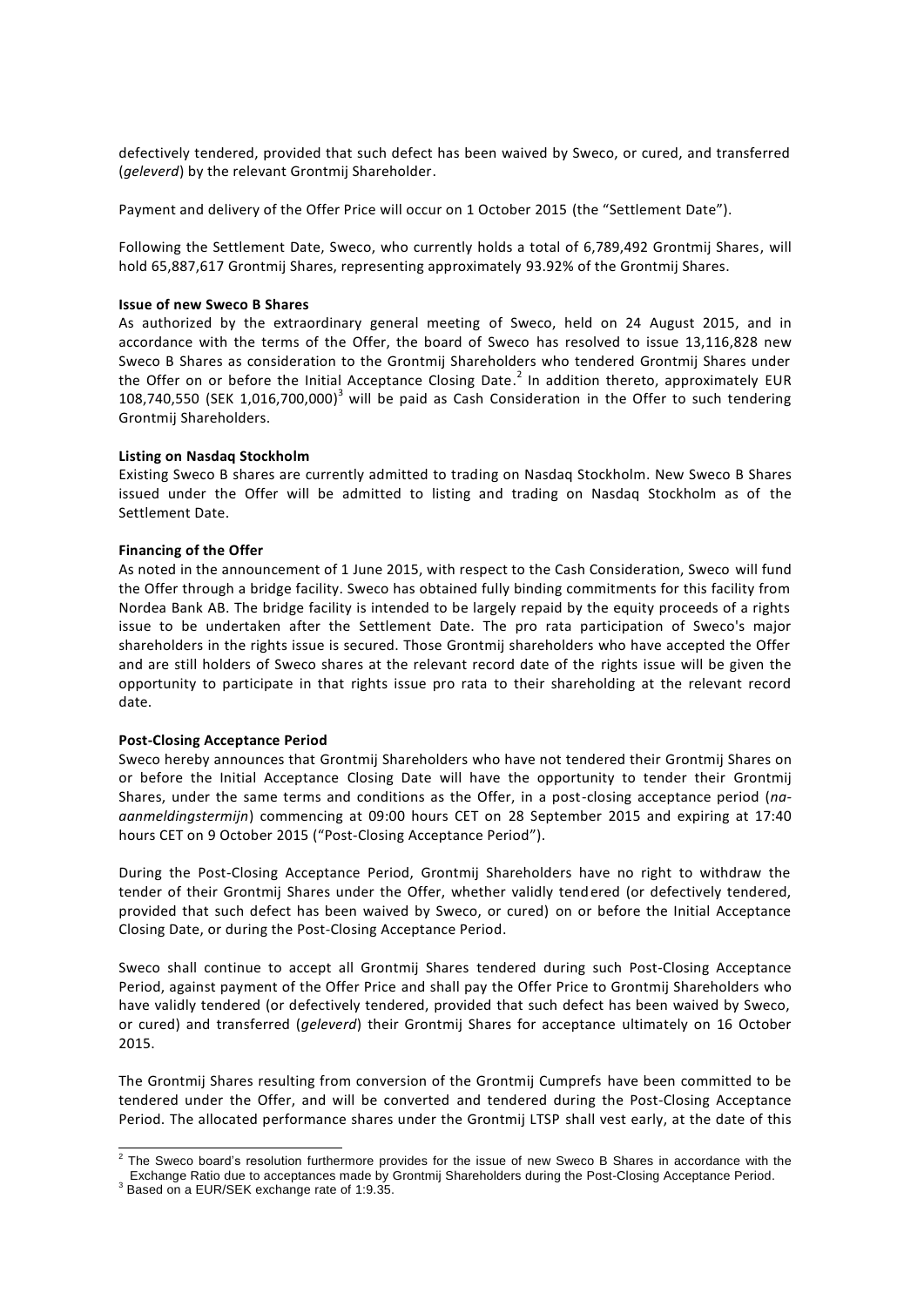defectively tendered, provided that such defect has been waived by Sweco, or cured, and transferred (*geleverd*) by the relevant Grontmij Shareholder.

Payment and delivery of the Offer Price will occur on 1 October 2015 (the "Settlement Date").

Following the Settlement Date, Sweco, who currently holds a total of 6,789,492 Grontmij Shares, will hold 65,887,617 Grontmij Shares, representing approximately 93.92% of the Grontmij Shares.

**Issue of new Sweco B Shares**

As authorized by the extraordinary general meeting of Sweco, held on 24 August 2015, and in accordance with the terms of the Offer, the board of Sweco has resolved to issue 13,116,828 new Sweco B Shares as consideration to the Grontmij Shareholders who tendered Grontmij Shares under the Offer on or before the Initial Acceptance Closing Date.[2] In addition thereto, approximately EUR 108,740,550 (SEK 1,016,700,000)[3] will be paid as Cash Consideration in the Offer to such tendering Grontmij Shareholders.

**Listing on Nasdaq Stockholm**

Existing Sweco B shares are currently admitted to trading on Nasdaq Stockholm. New Sweco B Shares issued under the Offer will be admitted to listing and trading on Nasdaq Stockholm as of the Settlement Date.

**Financing of the Offer**

As noted in the announcement of 1 June 2015, with respect to the Cash Consideration, Sweco will fund the Offer through a bridge facility. Sweco has obtained fully binding commitments for this facility from Nordea Bank AB. The bridge facility is intended to be largely repaid by the equity proceeds of a rights issue to be undertaken after the Settlement Date. The pro rata participation of Sweco's major shareholders in the rights issue is secured. Those Grontmij shareholders who have accepted the Offer and are still holders of Sweco shares at the relevant record date of the rights issue will be given the opportunity to participate in that rights issue pro rata to their shareholding at the relevant record date.

**Post-Closing Acceptance Period**

Sweco hereby announces that Grontmij Shareholders who have not tendered their Grontmij Shares on or before the Initial Acceptance Closing Date will have the opportunity to tender their Grontmij Shares, under the same terms and conditions as the Offer, in a post-closing acceptance period (*na-aanmeldingstermijn*) commencing at 09:00 hours CET on 28 September 2015 and expiring at 17:40 hours CET on 9 October 2015 ("Post-Closing Acceptance Period").

During the Post-Closing Acceptance Period, Grontmij Shareholders have no right to withdraw the tender of their Grontmij Shares under the Offer, whether validly tendered (or defectively tendered, provided that such defect has been waived by Sweco, or cured) on or before the Initial Acceptance Closing Date, or during the Post-Closing Acceptance Period.

Sweco shall continue to accept all Grontmij Shares tendered during such Post-Closing Acceptance Period, against payment of the Offer Price and shall pay the Offer Price to Grontmij Shareholders who have validly tendered (or defectively tendered, provided that such defect has been waived by Sweco, or cured) and transferred (*geleverd*) their Grontmij Shares for acceptance ultimately on 16 October 2015.

The Grontmij Shares resulting from conversion of the Grontmij Cumprefs have been committed to be tendered under the Offer, and will be converted and tendered during the Post-Closing Acceptance Period. The allocated performance shares under the Grontmij LTSP shall vest early, at the date of this

---

[2] The Sweco board's resolution furthermore provides for the issue of new Sweco B Shares in accordance with the Exchange Ratio due to acceptances made by Grontmij Shareholders during the Post-Closing Acceptance Period.

[3] Based on a EUR/SEK exchange rate of 1:9.35.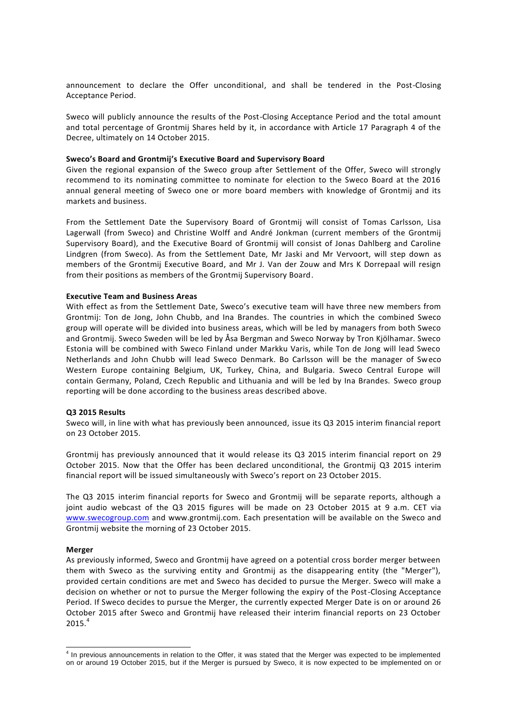announcement to declare the Offer unconditional, and shall be tendered in the Post-Closing Acceptance Period.

Sweco will publicly announce the results of the Post-Closing Acceptance Period and the total amount and total percentage of Grontmij Shares held by it, in accordance with Article 17 Paragraph 4 of the Decree, ultimately on 14 October 2015.

**Sweco's Board and Grontmij's Executive Board and Supervisory Board**

Given the regional expansion of the Sweco group after Settlement of the Offer, Sweco will strongly recommend to its nominating committee to nominate for election to the Sweco Board at the 2016 annual general meeting of Sweco one or more board members with knowledge of Grontmij and its markets and business.

From the Settlement Date the Supervisory Board of Grontmij will consist of Tomas Carlsson, Lisa Lagerwall (from Sweco) and Christine Wolff and André Jonkman (current members of the Grontmij Supervisory Board), and the Executive Board of Grontmij will consist of Jonas Dahlberg and Caroline Lindgren (from Sweco). As from the Settlement Date, Mr Jaski and Mr Vervoort, will step down as members of the Grontmij Executive Board, and Mr J. Van der Zouw and Mrs K Dorrepaal will resign from their positions as members of the Grontmij Supervisory Board.

**Executive Team and Business Areas**

With effect as from the Settlement Date, Sweco's executive team will have three new members from Grontmij: Ton de Jong, John Chubb, and Ina Brandes. The countries in which the combined Sweco group will operate will be divided into business areas, which will be led by managers from both Sweco and Grontmij. Sweco Sweden will be led by Åsa Bergman and Sweco Norway by Tron Kjölhamar. Sweco Estonia will be combined with Sweco Finland under Markku Varis, while Ton de Jong will lead Sweco Netherlands and John Chubb will lead Sweco Denmark. Bo Carlsson will be the manager of Sweco Western Europe containing Belgium, UK, Turkey, China, and Bulgaria. Sweco Central Europe will contain Germany, Poland, Czech Republic and Lithuania and will be led by Ina Brandes. Sweco group reporting will be done according to the business areas described above.

**Q3 2015 Results**

Sweco will, in line with what has previously been announced, issue its Q3 2015 interim financial report on 23 October 2015.

Grontmij has previously announced that it would release its Q3 2015 interim financial report on 29 October 2015. Now that the Offer has been declared unconditional, the Grontmij Q3 2015 interim financial report will be issued simultaneously with Sweco's report on 23 October 2015.

The Q3 2015 interim financial reports for Sweco and Grontmij will be separate reports, although a joint audio webcast of the Q3 2015 figures will be made on 23 October 2015 at 9 a.m. CET via www.swecogroup.com and www.grontmij.com. Each presentation will be available on the Sweco and Grontmij website the morning of 23 October 2015.

**Merger**

As previously informed, Sweco and Grontmij have agreed on a potential cross border merger between them with Sweco as the surviving entity and Grontmij as the disappearing entity (the "Merger"), provided certain conditions are met and Sweco has decided to pursue the Merger. Sweco will make a decision on whether or not to pursue the Merger following the expiry of the Post-Closing Acceptance Period. If Sweco decides to pursue the Merger, the currently expected Merger Date is on or around 26 October 2015 after Sweco and Grontmij have released their interim financial reports on 23 October 2015.[4]

---

[4] In previous announcements in relation to the Offer, it was stated that the Merger was expected to be implemented on or around 19 October 2015, but if the Merger is pursued by Sweco, it is now expected to be implemented on or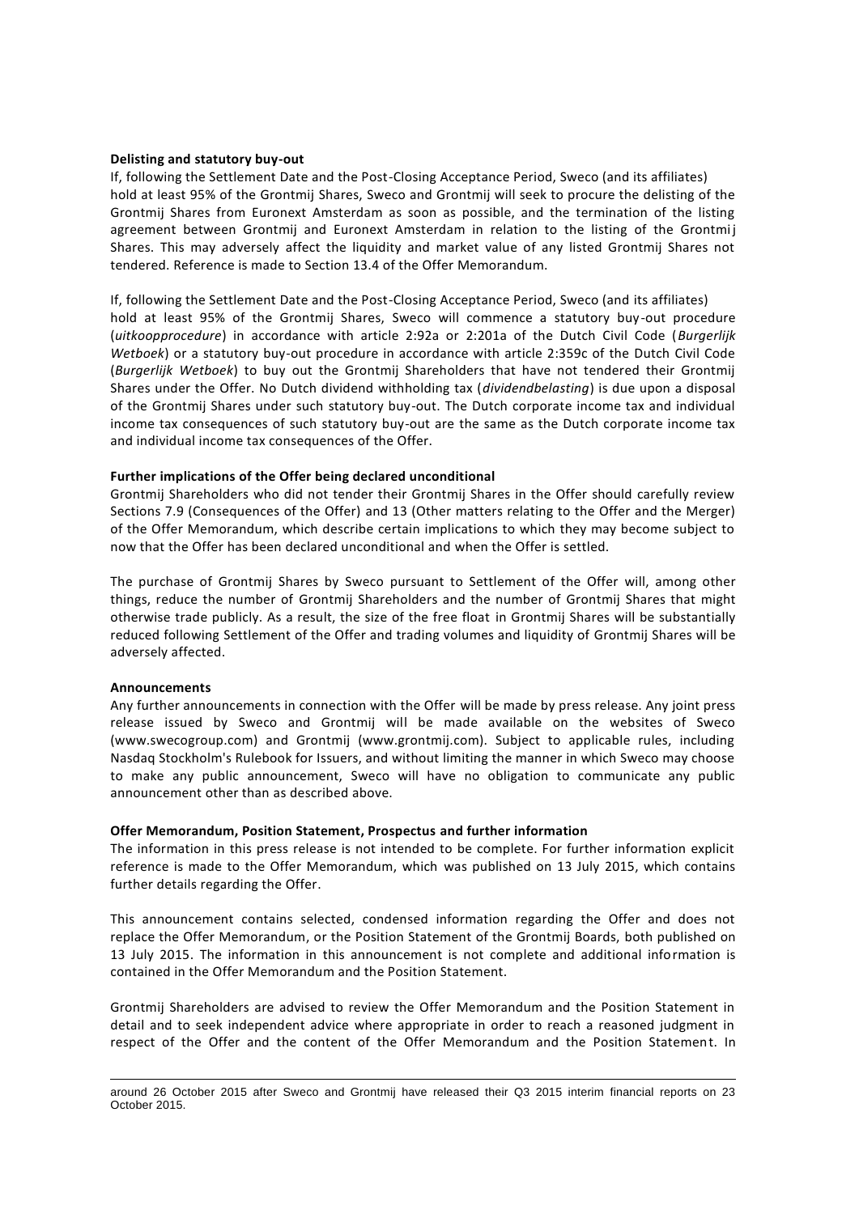**Delisting and statutory buy-out**

If, following the Settlement Date and the Post-Closing Acceptance Period, Sweco (and its affiliates) hold at least 95% of the Grontmij Shares, Sweco and Grontmij will seek to procure the delisting of the Grontmij Shares from Euronext Amsterdam as soon as possible, and the termination of the listing agreement between Grontmij and Euronext Amsterdam in relation to the listing of the Grontmij Shares. This may adversely affect the liquidity and market value of any listed Grontmij Shares not tendered. Reference is made to Section 13.4 of the Offer Memorandum.

If, following the Settlement Date and the Post-Closing Acceptance Period, Sweco (and its affiliates) hold at least 95% of the Grontmij Shares, Sweco will commence a statutory buy-out procedure (*uitkoopprocedure*) in accordance with article 2:92a or 2:201a of the Dutch Civil Code (*Burgerlijk Wetboek*) or a statutory buy-out procedure in accordance with article 2:359c of the Dutch Civil Code (*Burgerlijk Wetboek*) to buy out the Grontmij Shareholders that have not tendered their Grontmij Shares under the Offer. No Dutch dividend withholding tax (*dividendbelasting*) is due upon a disposal of the Grontmij Shares under such statutory buy-out. The Dutch corporate income tax and individual income tax consequences of such statutory buy-out are the same as the Dutch corporate income tax and individual income tax consequences of the Offer.

**Further implications of the Offer being declared unconditional**

Grontmij Shareholders who did not tender their Grontmij Shares in the Offer should carefully review Sections 7.9 (Consequences of the Offer) and 13 (Other matters relating to the Offer and the Merger) of the Offer Memorandum, which describe certain implications to which they may become subject to now that the Offer has been declared unconditional and when the Offer is settled.

The purchase of Grontmij Shares by Sweco pursuant to Settlement of the Offer will, among other things, reduce the number of Grontmij Shareholders and the number of Grontmij Shares that might otherwise trade publicly. As a result, the size of the free float in Grontmij Shares will be substantially reduced following Settlement of the Offer and trading volumes and liquidity of Grontmij Shares will be adversely affected.

**Announcements**

Any further announcements in connection with the Offer will be made by press release. Any joint press release issued by Sweco and Grontmij will be made available on the websites of Sweco (www.swecogroup.com) and Grontmij (www.grontmij.com). Subject to applicable rules, including Nasdaq Stockholm's Rulebook for Issuers, and without limiting the manner in which Sweco may choose to make any public announcement, Sweco will have no obligation to communicate any public announcement other than as described above.

**Offer Memorandum, Position Statement, Prospectus and further information**

The information in this press release is not intended to be complete. For further information explicit reference is made to the Offer Memorandum, which was published on 13 July 2015, which contains further details regarding the Offer.

This announcement contains selected, condensed information regarding the Offer and does not replace the Offer Memorandum, or the Position Statement of the Grontmij Boards, both published on 13 July 2015. The information in this announcement is not complete and additional information is contained in the Offer Memorandum and the Position Statement.

Grontmij Shareholders are advised to review the Offer Memorandum and the Position Statement in detail and to seek independent advice where appropriate in order to reach a reasoned judgment in respect of the Offer and the content of the Offer Memorandum and the Position Statement. In

around 26 October 2015 after Sweco and Grontmij have released their Q3 2015 interim financial reports on 23 October 2015.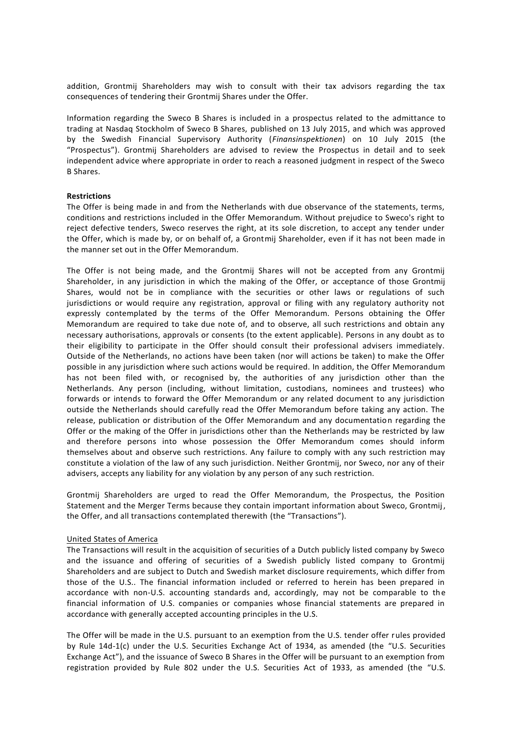addition, Grontmij Shareholders may wish to consult with their tax advisors regarding the tax consequences of tendering their Grontmij Shares under the Offer.

Information regarding the Sweco B Shares is included in a prospectus related to the admittance to trading at Nasdaq Stockholm of Sweco B Shares, published on 13 July 2015, and which was approved by the Swedish Financial Supervisory Authority (*Finansinspektionen*) on 10 July 2015 (the "Prospectus"). Grontmij Shareholders are advised to review the Prospectus in detail and to seek independent advice where appropriate in order to reach a reasoned judgment in respect of the Sweco B Shares.

**Restrictions**

The Offer is being made in and from the Netherlands with due observance of the statements, terms, conditions and restrictions included in the Offer Memorandum. Without prejudice to Sweco's right to reject defective tenders, Sweco reserves the right, at its sole discretion, to accept any tender under the Offer, which is made by, or on behalf of, a Grontmij Shareholder, even if it has not been made in the manner set out in the Offer Memorandum.

The Offer is not being made, and the Grontmij Shares will not be accepted from any Grontmij Shareholder, in any jurisdiction in which the making of the Offer, or acceptance of those Grontmij Shares, would not be in compliance with the securities or other laws or regulations of such jurisdictions or would require any registration, approval or filing with any regulatory authority not expressly contemplated by the terms of the Offer Memorandum. Persons obtaining the Offer Memorandum are required to take due note of, and to observe, all such restrictions and obtain any necessary authorisations, approvals or consents (to the extent applicable). Persons in any doubt as to their eligibility to participate in the Offer should consult their professional advisers immediately. Outside of the Netherlands, no actions have been taken (nor will actions be taken) to make the Offer possible in any jurisdiction where such actions would be required. In addition, the Offer Memorandum has not been filed with, or recognised by, the authorities of any jurisdiction other than the Netherlands. Any person (including, without limitation, custodians, nominees and trustees) who forwards or intends to forward the Offer Memorandum or any related document to any jurisdiction outside the Netherlands should carefully read the Offer Memorandum before taking any action. The release, publication or distribution of the Offer Memorandum and any documentation regarding the Offer or the making of the Offer in jurisdictions other than the Netherlands may be restricted by law and therefore persons into whose possession the Offer Memorandum comes should inform themselves about and observe such restrictions. Any failure to comply with any such restriction may constitute a violation of the law of any such jurisdiction. Neither Grontmij, nor Sweco, nor any of their advisers, accepts any liability for any violation by any person of any such restriction.

Grontmij Shareholders are urged to read the Offer Memorandum, the Prospectus, the Position Statement and the Merger Terms because they contain important information about Sweco, Grontmij, the Offer, and all transactions contemplated therewith (the "Transactions").

United States of America

The Transactions will result in the acquisition of securities of a Dutch publicly listed company by Sweco and the issuance and offering of securities of a Swedish publicly listed company to Grontmij Shareholders and are subject to Dutch and Swedish market disclosure requirements, which differ from those of the U.S.. The financial information included or referred to herein has been prepared in accordance with non-U.S. accounting standards and, accordingly, may not be comparable to the financial information of U.S. companies or companies whose financial statements are prepared in accordance with generally accepted accounting principles in the U.S.

The Offer will be made in the U.S. pursuant to an exemption from the U.S. tender offer rules provided by Rule 14d-1(c) under the U.S. Securities Exchange Act of 1934, as amended (the "U.S. Securities Exchange Act"), and the issuance of Sweco B Shares in the Offer will be pursuant to an exemption from registration provided by Rule 802 under the U.S. Securities Act of 1933, as amended (the "U.S.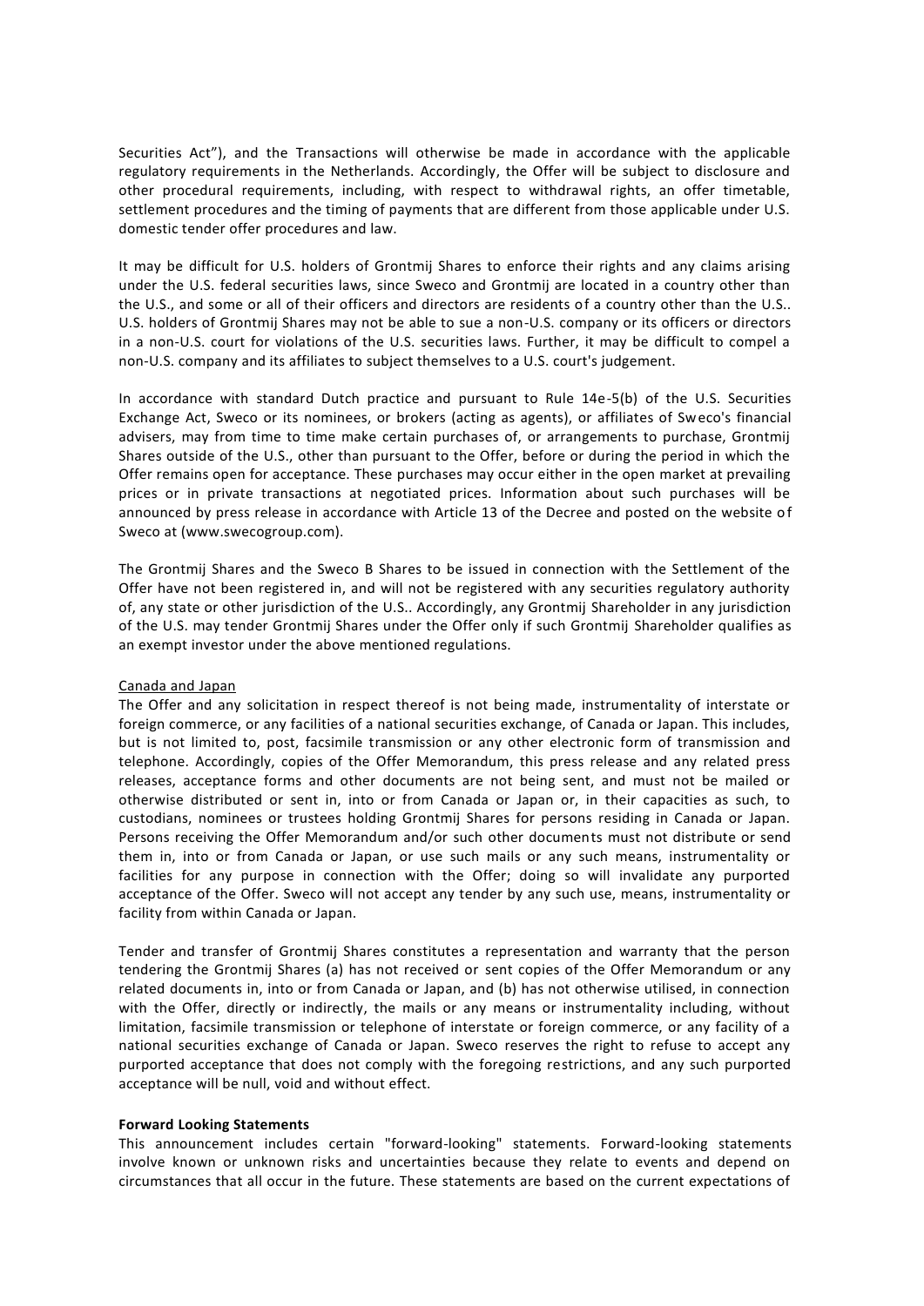Securities Act"), and the Transactions will otherwise be made in accordance with the applicable regulatory requirements in the Netherlands. Accordingly, the Offer will be subject to disclosure and other procedural requirements, including, with respect to withdrawal rights, an offer timetable, settlement procedures and the timing of payments that are different from those applicable under U.S. domestic tender offer procedures and law.

It may be difficult for U.S. holders of Grontmij Shares to enforce their rights and any claims arising under the U.S. federal securities laws, since Sweco and Grontmij are located in a country other than the U.S., and some or all of their officers and directors are residents of a country other than the U.S.. U.S. holders of Grontmij Shares may not be able to sue a non-U.S. company or its officers or directors in a non-U.S. court for violations of the U.S. securities laws. Further, it may be difficult to compel a non-U.S. company and its affiliates to subject themselves to a U.S. court's judgement.

In accordance with standard Dutch practice and pursuant to Rule 14e-5(b) of the U.S. Securities Exchange Act, Sweco or its nominees, or brokers (acting as agents), or affiliates of Sweco's financial advisers, may from time to time make certain purchases of, or arrangements to purchase, Grontmij Shares outside of the U.S., other than pursuant to the Offer, before or during the period in which the Offer remains open for acceptance. These purchases may occur either in the open market at prevailing prices or in private transactions at negotiated prices. Information about such purchases will be announced by press release in accordance with Article 13 of the Decree and posted on the website of Sweco at (www.swecogroup.com).

The Grontmij Shares and the Sweco B Shares to be issued in connection with the Settlement of the Offer have not been registered in, and will not be registered with any securities regulatory authority of, any state or other jurisdiction of the U.S.. Accordingly, any Grontmij Shareholder in any jurisdiction of the U.S. may tender Grontmij Shares under the Offer only if such Grontmij Shareholder qualifies as an exempt investor under the above mentioned regulations.

Canada and Japan

The Offer and any solicitation in respect thereof is not being made, instrumentality of interstate or foreign commerce, or any facilities of a national securities exchange, of Canada or Japan. This includes, but is not limited to, post, facsimile transmission or any other electronic form of transmission and telephone. Accordingly, copies of the Offer Memorandum, this press release and any related press releases, acceptance forms and other documents are not being sent, and must not be mailed or otherwise distributed or sent in, into or from Canada or Japan or, in their capacities as such, to custodians, nominees or trustees holding Grontmij Shares for persons residing in Canada or Japan. Persons receiving the Offer Memorandum and/or such other documents must not distribute or send them in, into or from Canada or Japan, or use such mails or any such means, instrumentality or facilities for any purpose in connection with the Offer; doing so will invalidate any purported acceptance of the Offer. Sweco will not accept any tender by any such use, means, instrumentality or facility from within Canada or Japan.

Tender and transfer of Grontmij Shares constitutes a representation and warranty that the person tendering the Grontmij Shares (a) has not received or sent copies of the Offer Memorandum or any related documents in, into or from Canada or Japan, and (b) has not otherwise utilised, in connection with the Offer, directly or indirectly, the mails or any means or instrumentality including, without limitation, facsimile transmission or telephone of interstate or foreign commerce, or any facility of a national securities exchange of Canada or Japan. Sweco reserves the right to refuse to accept any purported acceptance that does not comply with the foregoing restrictions, and any such purported acceptance will be null, void and without effect.

**Forward Looking Statements**

This announcement includes certain "forward-looking" statements. Forward-looking statements involve known or unknown risks and uncertainties because they relate to events and depend on circumstances that all occur in the future. These statements are based on the current expectations of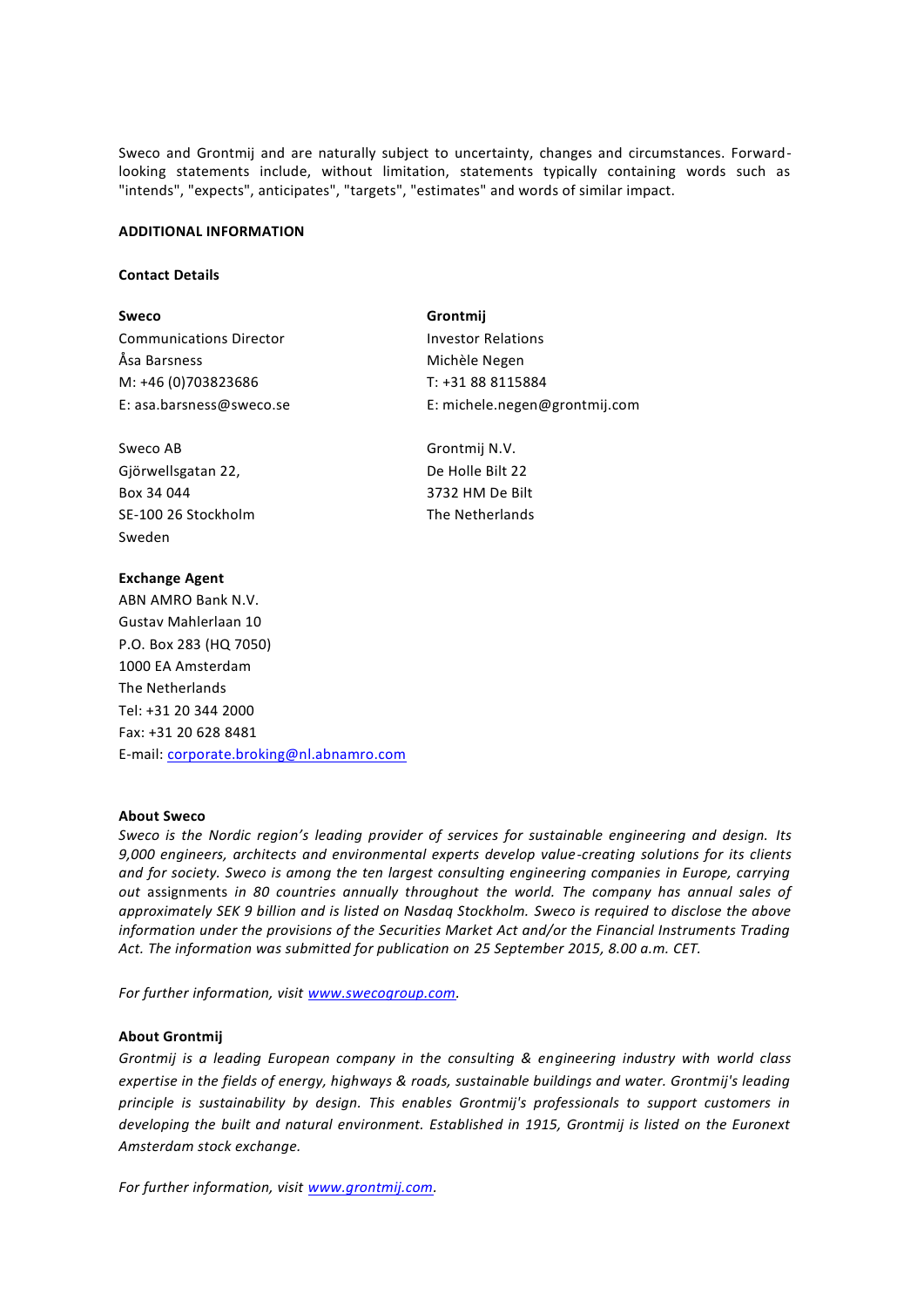Sweco and Grontmij and are naturally subject to uncertainty, changes and circumstances. Forward-looking statements include, without limitation, statements typically containing words such as "intends", "expects", anticipates", "targets", "estimates" and words of similar impact.

## ADDITIONAL INFORMATION

### Contact Details

**Sweco**
Communications Director
Åsa Barsness
M: +46 (0)703823686
E: asa.barsness@sweco.se

Sweco AB
Gjörwellsgatan 22,
Box 34 044
SE-100 26 Stockholm
Sweden

**Grontmij**
Investor Relations
Michèle Negen
T: +31 88 8115884
E: michele.negen@grontmij.com

Grontmij N.V.
De Holle Bilt 22
3732 HM De Bilt
The Netherlands

**Exchange Agent**
ABN AMRO Bank N.V.
Gustav Mahlerlaan 10
P.O. Box 283 (HQ 7050)
1000 EA Amsterdam
The Netherlands
Tel: +31 20 344 2000
Fax: +31 20 628 8481
E-mail: corporate.broking@nl.abnamro.com

### About Sweco

*Sweco is the Nordic region's leading provider of services for sustainable engineering and design. Its 9,000 engineers, architects and environmental experts develop value-creating solutions for its clients and for society. Sweco is among the ten largest consulting engineering companies in Europe, carrying out* assignments *in 80 countries annually throughout the world. The company has annual sales of approximately SEK 9 billion and is listed on Nasdaq Stockholm. Sweco is required to disclose the above information under the provisions of the Securities Market Act and/or the Financial Instruments Trading Act. The information was submitted for publication on 25 September 2015, 8.00 a.m. CET.*

*For further information, visit www.swecogroup.com.*

### About Grontmij

*Grontmij is a leading European company in the consulting & engineering industry with world class expertise in the fields of energy, highways & roads, sustainable buildings and water. Grontmij's leading principle is sustainability by design. This enables Grontmij's professionals to support customers in developing the built and natural environment. Established in 1915, Grontmij is listed on the Euronext Amsterdam stock exchange.*

*For further information, visit www.grontmij.com.*